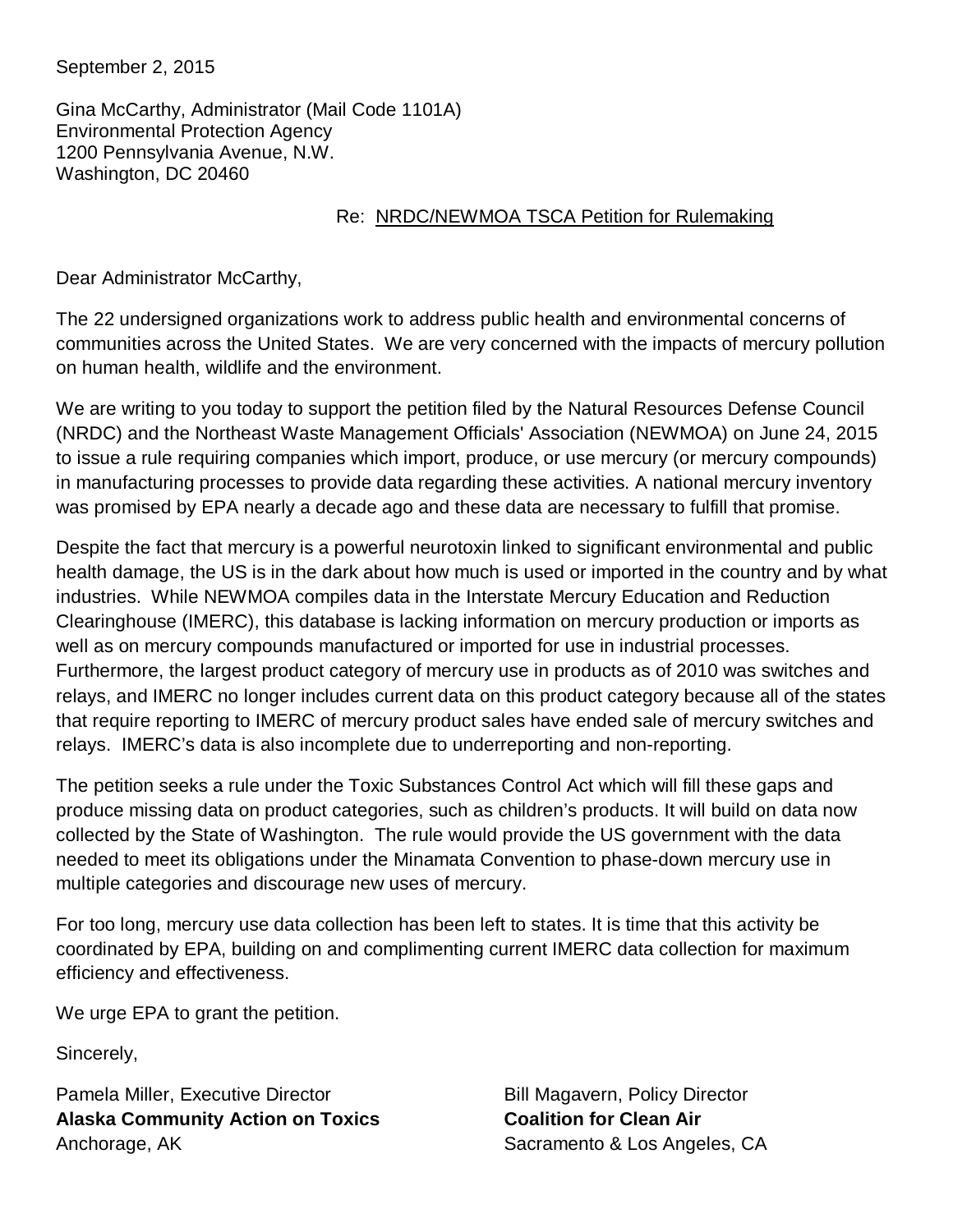September 2, 2015

Gina McCarthy, Administrator (Mail Code 1101A)
Environmental Protection Agency
1200 Pennsylvania Avenue, N.W.
Washington, DC 20460

Re: <u>NRDC/NEWMOA TSCA Petition for Rulemaking</u>

Dear Administrator McCarthy,

The 22 undersigned organizations work to address public health and environmental concerns of communities across the United States. We are very concerned with the impacts of mercury pollution on human health, wildlife and the environment.

We are writing to you today to support the petition filed by the Natural Resources Defense Council (NRDC) and the Northeast Waste Management Officials' Association (NEWMOA) on June 24, 2015 to issue a rule requiring companies which import, produce, or use mercury (or mercury compounds) in manufacturing processes to provide data regarding these activities. A national mercury inventory was promised by EPA nearly a decade ago and these data are necessary to fulfill that promise.

Despite the fact that mercury is a powerful neurotoxin linked to significant environmental and public health damage, the US is in the dark about how much is used or imported in the country and by what industries. While NEWMOA compiles data in the Interstate Mercury Education and Reduction Clearinghouse (IMERC), this database is lacking information on mercury production or imports as well as on mercury compounds manufactured or imported for use in industrial processes. Furthermore, the largest product category of mercury use in products as of 2010 was switches and relays, and IMERC no longer includes current data on this product category because all of the states that require reporting to IMERC of mercury product sales have ended sale of mercury switches and relays. IMERC's data is also incomplete due to underreporting and non-reporting.

The petition seeks a rule under the Toxic Substances Control Act which will fill these gaps and produce missing data on product categories, such as children's products. It will build on data now collected by the State of Washington. The rule would provide the US government with the data needed to meet its obligations under the Minamata Convention to phase-down mercury use in multiple categories and discourage new uses of mercury.

For too long, mercury use data collection has been left to states. It is time that this activity be coordinated by EPA, building on and complimenting current IMERC data collection for maximum efficiency and effectiveness.

We urge EPA to grant the petition.

Sincerely,

Pamela Miller, Executive Director
**Alaska Community Action on Toxics**
Anchorage, AK

Bill Magavern, Policy Director
**Coalition for Clean Air**
Sacramento & Los Angeles, CA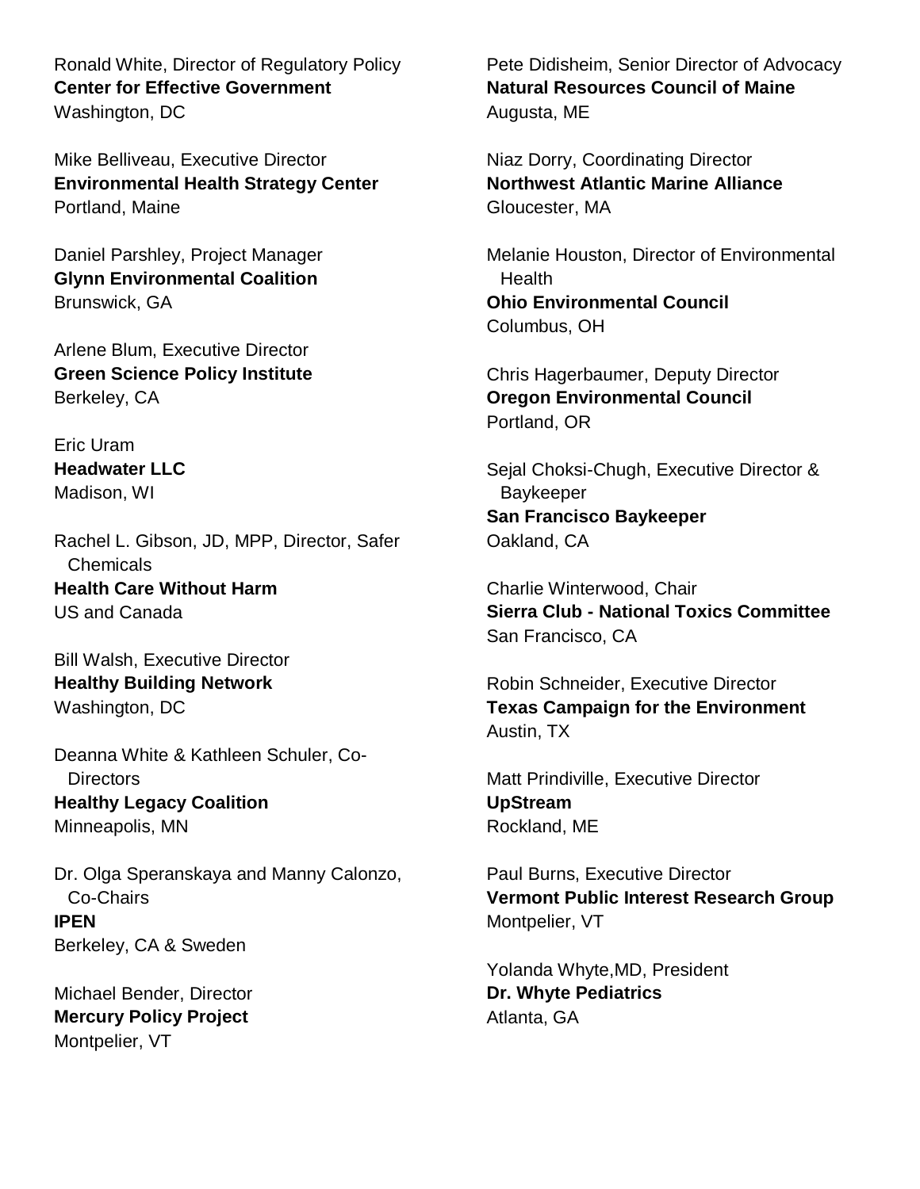Ronald White, Director of Regulatory Policy
**Center for Effective Government**
Washington, DC

Mike Belliveau, Executive Director
**Environmental Health Strategy Center**
Portland, Maine

Daniel Parshley, Project Manager
**Glynn Environmental Coalition**
Brunswick, GA

Arlene Blum, Executive Director
**Green Science Policy Institute**
Berkeley, CA

Eric Uram
**Headwater LLC**
Madison, WI

Rachel L. Gibson, JD, MPP, Director, Safer Chemicals
**Health Care Without Harm**
US and Canada

Bill Walsh, Executive Director
**Healthy Building Network**
Washington, DC

Deanna White & Kathleen Schuler, Co-Directors
**Healthy Legacy Coalition**
Minneapolis, MN

Dr. Olga Speranskaya and Manny Calonzo, Co-Chairs
**IPEN**
Berkeley, CA & Sweden

Michael Bender, Director
**Mercury Policy Project**
Montpelier, VT

Pete Didisheim, Senior Director of Advocacy
**Natural Resources Council of Maine**
Augusta, ME

Niaz Dorry, Coordinating Director
**Northwest Atlantic Marine Alliance**
Gloucester, MA

Melanie Houston, Director of Environmental Health
**Ohio Environmental Council**
Columbus, OH

Chris Hagerbaumer, Deputy Director
**Oregon Environmental Council**
Portland, OR

Sejal Choksi-Chugh, Executive Director & Baykeeper
**San Francisco Baykeeper**
Oakland, CA

Charlie Winterwood, Chair
**Sierra Club - National Toxics Committee**
San Francisco, CA

Robin Schneider, Executive Director
**Texas Campaign for the Environment**
Austin, TX

Matt Prindiville, Executive Director
**UpStream**
Rockland, ME

Paul Burns, Executive Director
**Vermont Public Interest Research Group**
Montpelier, VT

Yolanda Whyte,MD, President
**Dr. Whyte Pediatrics**
Atlanta, GA